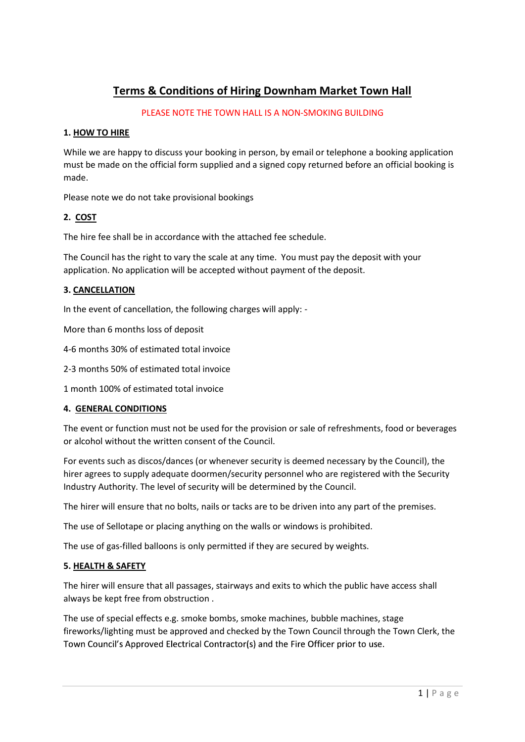# Terms & Conditions of Hiring Downham Market Town Hall

PLEASE NOTE THE TOWN HALL IS A NON-SMOKING BUILDING

## 1. HOW TO HIRE

While we are happy to discuss your booking in person, by email or telephone a booking application must be made on the official form supplied and a signed copy returned before an official booking is made.

Please note we do not take provisional bookings

## 2. COST

The hire fee shall be in accordance with the attached fee schedule.

The Council has the right to vary the scale at any time. You must pay the deposit with your application. No application will be accepted without payment of the deposit.

## 3. CANCELLATION

In the event of cancellation, the following charges will apply: -

More than 6 months loss of deposit

4-6 months 30% of estimated total invoice

2-3 months 50% of estimated total invoice

1 month 100% of estimated total invoice

## 4. GENERAL CONDITIONS

The event or function must not be used for the provision or sale of refreshments, food or beverages or alcohol without the written consent of the Council.

For events such as discos/dances (or whenever security is deemed necessary by the Council), the hirer agrees to supply adequate doormen/security personnel who are registered with the Security Industry Authority. The level of security will be determined by the Council.

The hirer will ensure that no bolts, nails or tacks are to be driven into any part of the premises.

The use of Sellotape or placing anything on the walls or windows is prohibited.

The use of gas-filled balloons is only permitted if they are secured by weights.

## 5. HEALTH & SAFETY

The hirer will ensure that all passages, stairways and exits to which the public have access shall always be kept free from obstruction .

The use of special effects e.g. smoke bombs, smoke machines, bubble machines, stage fireworks/lighting must be approved and checked by the Town Council through the Town Clerk, the Town Council's Approved Electrical Contractor(s) and the Fire Officer prior to use.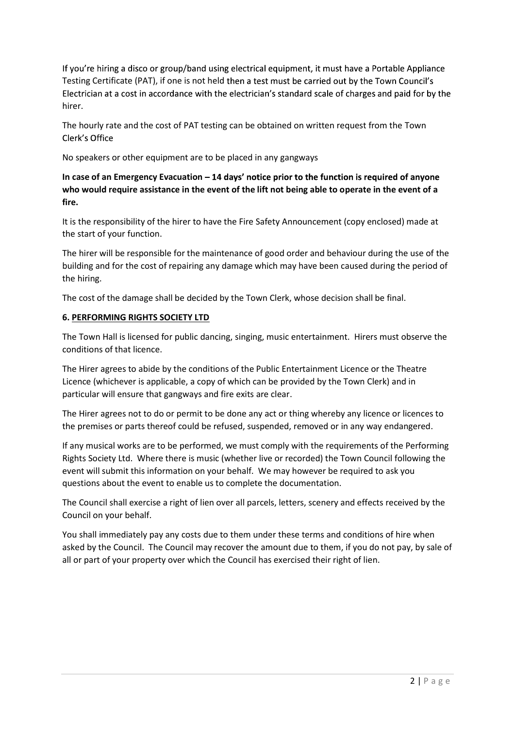If you're hiring a disco or group/band using electrical equipment, it must have a Portable Appliance Testing Certificate (PAT), if one is not held then a test must be carried out by the Town Council's Electrician at a cost in accordance with the electrician's standard scale of charges and paid for by the hirer.

The hourly rate and the cost of PAT testing can be obtained on written request from the Town Clerk's Office

No speakers or other equipment are to be placed in any gangways

**In case of an Emergency Evacuation – 14 days' notice prior to the function is required of anyone who would require assistance in the event of the lift not being able to operate in the event of a fire.**

It is the responsibility of the hirer to have the Fire Safety Announcement (copy enclosed) made at the start of your function.

The hirer will be responsible for the maintenance of good order and behaviour during the use of the building and for the cost of repairing any damage which may have been caused during the period of the hiring.

The cost of the damage shall be decided by the Town Clerk, whose decision shall be final.

### 6. PERFORMING RIGHTS SOCIETY LTD

The Town Hall is licensed for public dancing, singing, music entertainment. Hirers must observe the conditions of that licence.

The Hirer agrees to abide by the conditions of the Public Entertainment Licence or the Theatre Licence (whichever is applicable, a copy of which can be provided by the Town Clerk) and in particular will ensure that gangways and fire exits are clear.

The Hirer agrees not to do or permit to be done any act or thing whereby any licence or licences to the premises or parts thereof could be refused, suspended, removed or in any way endangered.

If any musical works are to be performed, we must comply with the requirements of the Performing Rights Society Ltd. Where there is music (whether live or recorded) the Town Council following the event will submit this information on your behalf. We may however be required to ask you questions about the event to enable us to complete the documentation.

The Council shall exercise a right of lien over all parcels, letters, scenery and effects received by the Council on your behalf.

You shall immediately pay any costs due to them under these terms and conditions of hire when asked by the Council. The Council may recover the amount due to them, if you do not pay, by sale of all or part of your property over which the Council has exercised their right of lien.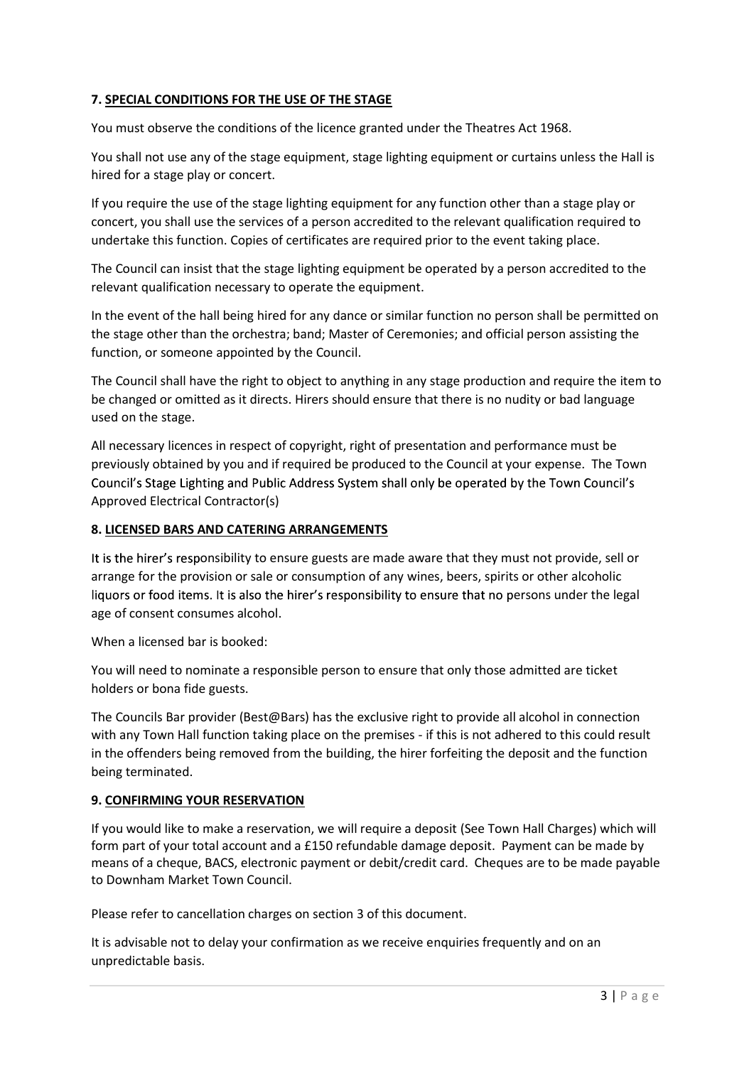## 7. SPECIAL CONDITIONS FOR THE USE OF THE STAGE

You must observe the conditions of the licence granted under the Theatres Act 1968.

You shall not use any of the stage equipment, stage lighting equipment or curtains unless the Hall is hired for a stage play or concert.

If you require the use of the stage lighting equipment for any function other than a stage play or concert, you shall use the services of a person accredited to the relevant qualification required to undertake this function. Copies of certificates are required prior to the event taking place.

The Council can insist that the stage lighting equipment be operated by a person accredited to the relevant qualification necessary to operate the equipment.

In the event of the hall being hired for any dance or similar function no person shall be permitted on the stage other than the orchestra; band; Master of Ceremonies; and official person assisting the function, or someone appointed by the Council.

The Council shall have the right to object to anything in any stage production and require the item to be changed or omitted as it directs. Hirers should ensure that there is no nudity or bad language used on the stage.

All necessary licences in respect of copyright, right of presentation and performance must be previously obtained by you and if required be produced to the Council at your expense. The Town Council's Stage Lighting and Public Address System shall only be operated by the Town Council's Approved Electrical Contractor(s)

## 8. LICENSED BARS AND CATERING ARRANGEMENTS

It is the hirer's responsibility to ensure guests are made aware that they must not provide, sell or arrange for the provision or sale or consumption of any wines, beers, spirits or other alcoholic liquors or food items. It is also the hirer's responsibility to ensure that no persons under the legal age of consent consumes alcohol.

When a licensed bar is booked:

You will need to nominate a responsible person to ensure that only those admitted are ticket holders or bona fide guests.

The Councils Bar provider (Best@Bars) has the exclusive right to provide all alcohol in connection with any Town Hall function taking place on the premises - if this is not adhered to this could result in the offenders being removed from the building, the hirer forfeiting the deposit and the function being terminated.

## 9. CONFIRMING YOUR RESERVATION

If you would like to make a reservation, we will require a deposit (See Town Hall Charges) which will form part of your total account and a £150 refundable damage deposit. Payment can be made by means of a cheque, BACS, electronic payment or debit/credit card. Cheques are to be made payable to Downham Market Town Council.

Please refer to cancellation charges on section 3 of this document.

It is advisable not to delay your confirmation as we receive enquiries frequently and on an unpredictable basis.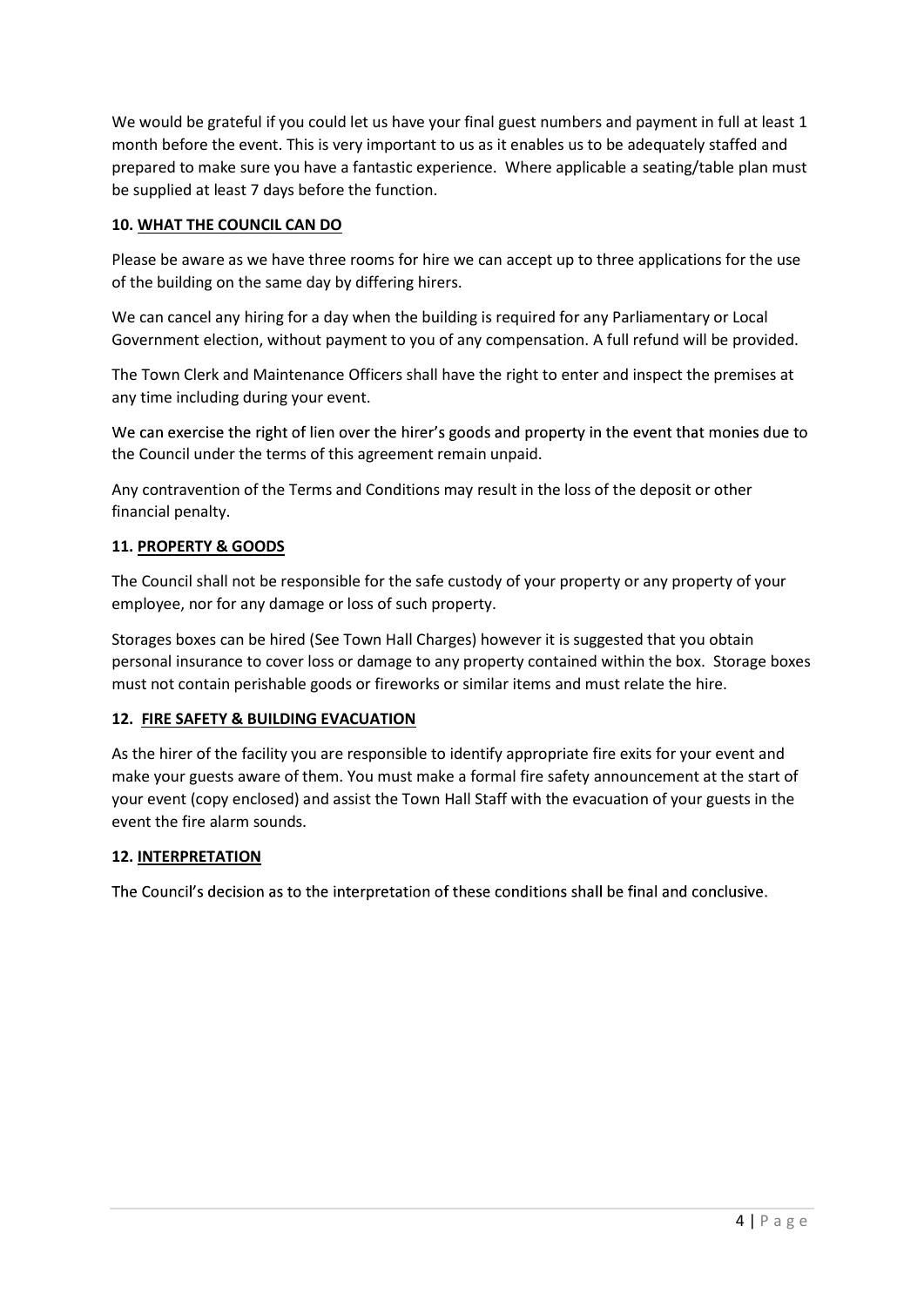We would be grateful if you could let us have your final guest numbers and payment in full at least 1 month before the event. This is very important to us as it enables us to be adequately staffed and prepared to make sure you have a fantastic experience. Where applicable a seating/table plan must be supplied at least 7 days before the function.

### 10. WHAT THE COUNCIL CAN DO

Please be aware as we have three rooms for hire we can accept up to three applications for the use of the building on the same day by differing hirers.

We can cancel any hiring for a day when the building is required for any Parliamentary or Local Government election, without payment to you of any compensation. A full refund will be provided.

The Town Clerk and Maintenance Officers shall have the right to enter and inspect the premises at any time including during your event.

We can exercise the right of lien over the hirer's goods and property in the event that monies due to the Council under the terms of this agreement remain unpaid.

Any contravention of the Terms and Conditions may result in the loss of the deposit or other financial penalty.

### 11. PROPERTY & GOODS

The Council shall not be responsible for the safe custody of your property or any property of your employee, nor for any damage or loss of such property.

Storages boxes can be hired (See Town Hall Charges) however it is suggested that you obtain personal insurance to cover loss or damage to any property contained within the box. Storage boxes must not contain perishable goods or fireworks or similar items and must relate the hire.

### 12. FIRE SAFETY & BUILDING EVACUATION

As the hirer of the facility you are responsible to identify appropriate fire exits for your event and make your guests aware of them. You must make a formal fire safety announcement at the start of your event (copy enclosed) and assist the Town Hall Staff with the evacuation of your guests in the event the fire alarm sounds.

### 12. INTERPRETATION

The Council's decision as to the interpretation of these conditions shall be final and conclusive.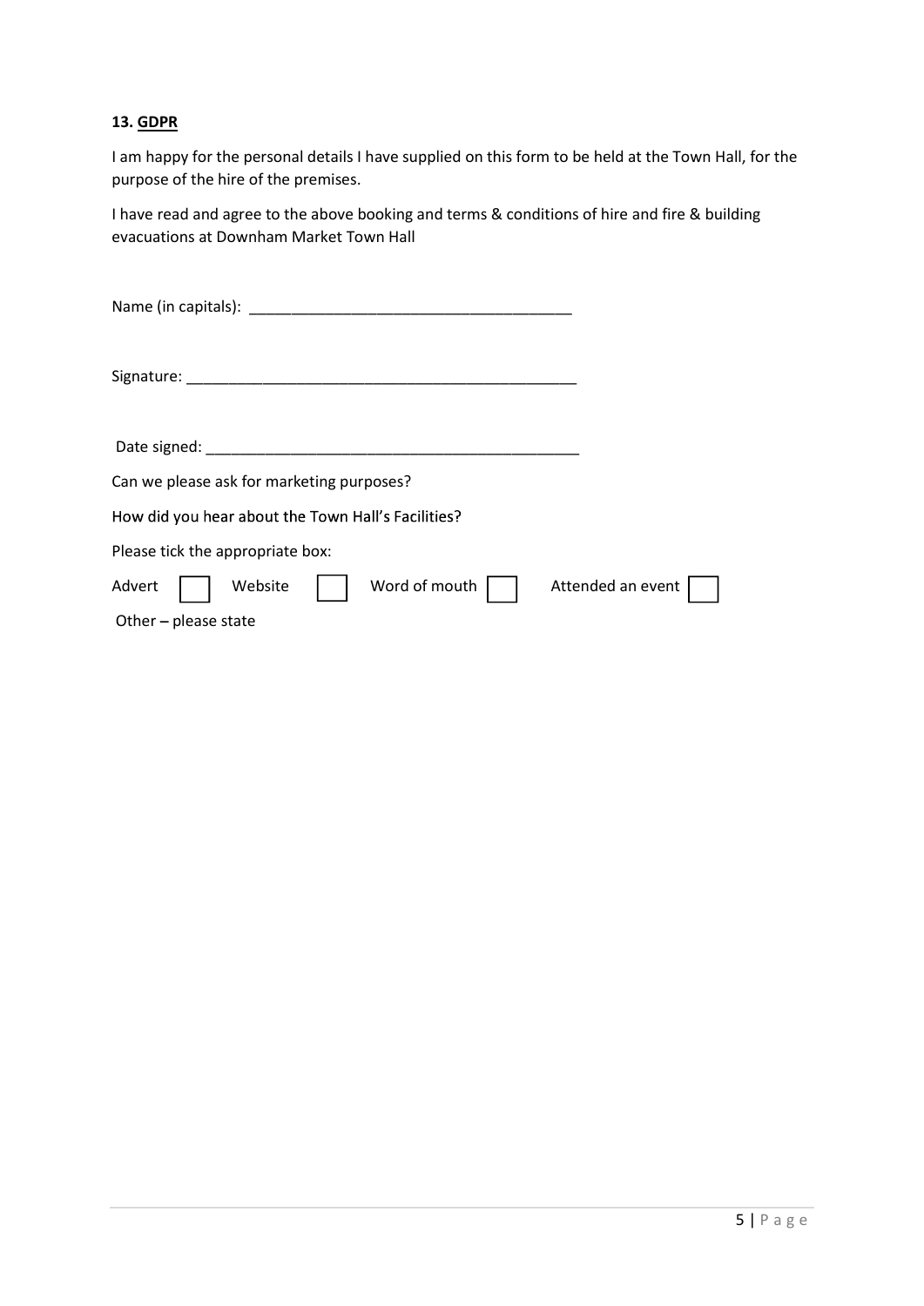**13. GDPR**

I am happy for the personal details I have supplied on this form to be held at the Town Hall, for the purpose of the hire of the premises.

I have read and agree to the above booking and terms & conditions of hire and fire & building evacuations at Downham Market Town Hall

Name (in capitals): ______________________________________

Signature: ______________________________________________

Date signed: _____________________________________________

Can we please ask for marketing purposes?

How did you hear about the Town Hall's Facilities?

Please tick the appropriate box:

Advert ☐ Website ☐ Word of mouth ☐ Attended an event ☐

Other – please state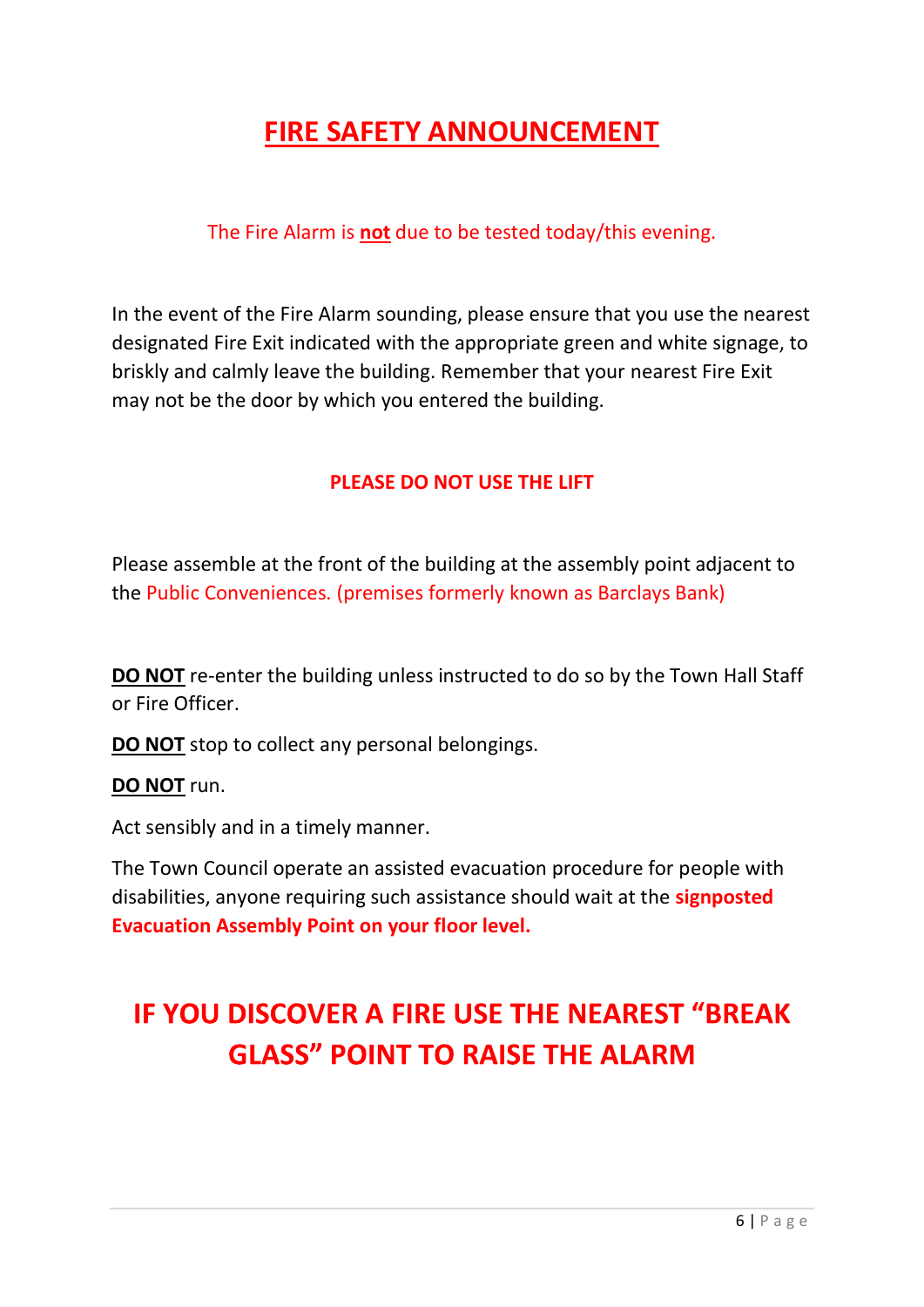# FIRE SAFETY ANNOUNCEMENT

The Fire Alarm is **not** due to be tested today/this evening.

In the event of the Fire Alarm sounding, please ensure that you use the nearest designated Fire Exit indicated with the appropriate green and white signage, to briskly and calmly leave the building. Remember that your nearest Fire Exit may not be the door by which you entered the building.

**PLEASE DO NOT USE THE LIFT**

Please assemble at the front of the building at the assembly point adjacent to the Public Conveniences. (premises formerly known as Barclays Bank)

**DO NOT** re-enter the building unless instructed to do so by the Town Hall Staff or Fire Officer.

**DO NOT** stop to collect any personal belongings.

**DO NOT** run.

Act sensibly and in a timely manner.

The Town Council operate an assisted evacuation procedure for people with disabilities, anyone requiring such assistance should wait at the **signposted Evacuation Assembly Point on your floor level.**

## IF YOU DISCOVER A FIRE USE THE NEAREST "BREAK GLASS" POINT TO RAISE THE ALARM